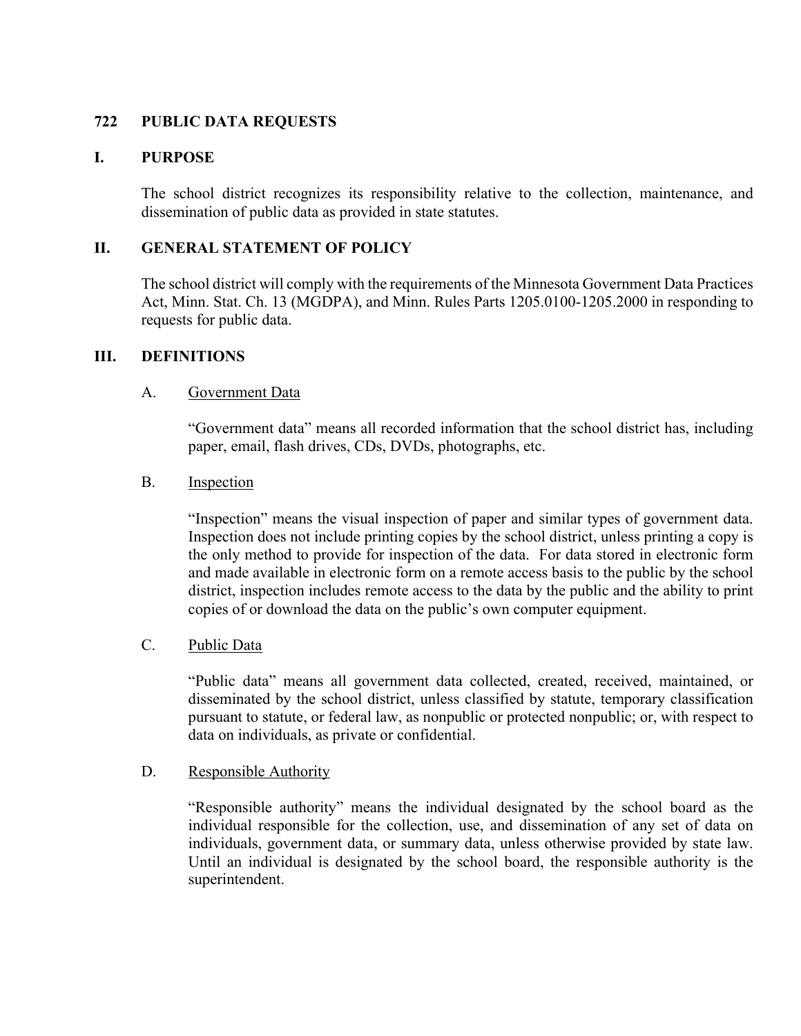# 722 PUBLIC DATA REQUESTS

## I. PURPOSE

The school district recognizes its responsibility relative to the collection, maintenance, and dissemination of public data as provided in state statutes.

## II. GENERAL STATEMENT OF POLICY

The school district will comply with the requirements of the Minnesota Government Data Practices Act, Minn. Stat. Ch. 13 (MGDPA), and Minn. Rules Parts 1205.0100-1205.2000 in responding to requests for public data.

## III. DEFINITIONS

### A. Government Data

"Government data" means all recorded information that the school district has, including paper, email, flash drives, CDs, DVDs, photographs, etc.

### B. Inspection

"Inspection" means the visual inspection of paper and similar types of government data. Inspection does not include printing copies by the school district, unless printing a copy is the only method to provide for inspection of the data. For data stored in electronic form and made available in electronic form on a remote access basis to the public by the school district, inspection includes remote access to the data by the public and the ability to print copies of or download the data on the public's own computer equipment.

### C. Public Data

"Public data" means all government data collected, created, received, maintained, or disseminated by the school district, unless classified by statute, temporary classification pursuant to statute, or federal law, as nonpublic or protected nonpublic; or, with respect to data on individuals, as private or confidential.

### D. Responsible Authority

"Responsible authority" means the individual designated by the school board as the individual responsible for the collection, use, and dissemination of any set of data on individuals, government data, or summary data, unless otherwise provided by state law. Until an individual is designated by the school board, the responsible authority is the superintendent.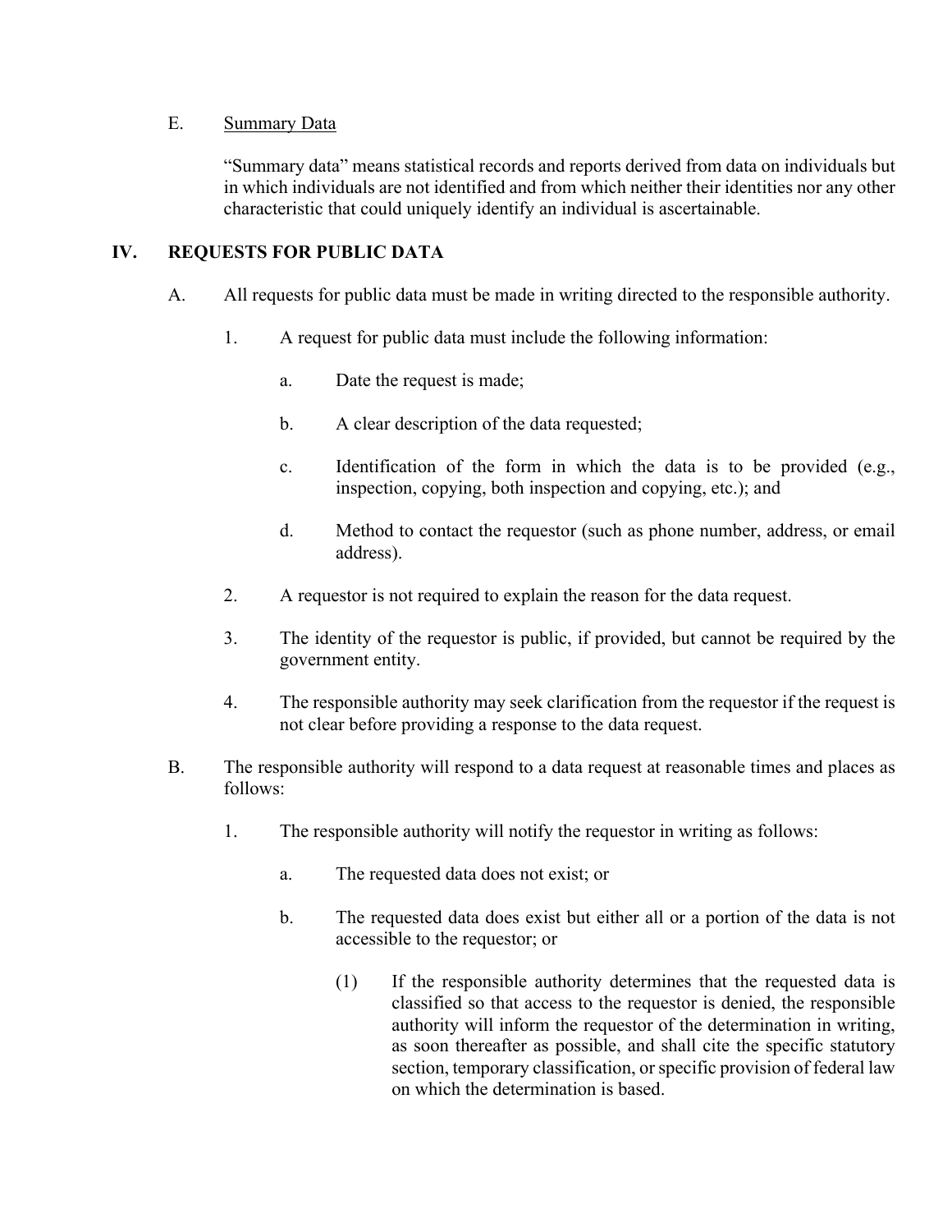E. Summary Data

"Summary data" means statistical records and reports derived from data on individuals but in which individuals are not identified and from which neither their identities nor any other characteristic that could uniquely identify an individual is ascertainable.

## IV. REQUESTS FOR PUBLIC DATA

A. All requests for public data must be made in writing directed to the responsible authority.

1. A request for public data must include the following information:

   a. Date the request is made;

   b. A clear description of the data requested;

   c. Identification of the form in which the data is to be provided (e.g., inspection, copying, both inspection and copying, etc.); and

   d. Method to contact the requestor (such as phone number, address, or email address).

2. A requestor is not required to explain the reason for the data request.

3. The identity of the requestor is public, if provided, but cannot be required by the government entity.

4. The responsible authority may seek clarification from the requestor if the request is not clear before providing a response to the data request.

B. The responsible authority will respond to a data request at reasonable times and places as follows:

1. The responsible authority will notify the requestor in writing as follows:

   a. The requested data does not exist; or

   b. The requested data does exist but either all or a portion of the data is not accessible to the requestor; or

      (1) If the responsible authority determines that the requested data is classified so that access to the requestor is denied, the responsible authority will inform the requestor of the determination in writing, as soon thereafter as possible, and shall cite the specific statutory section, temporary classification, or specific provision of federal law on which the determination is based.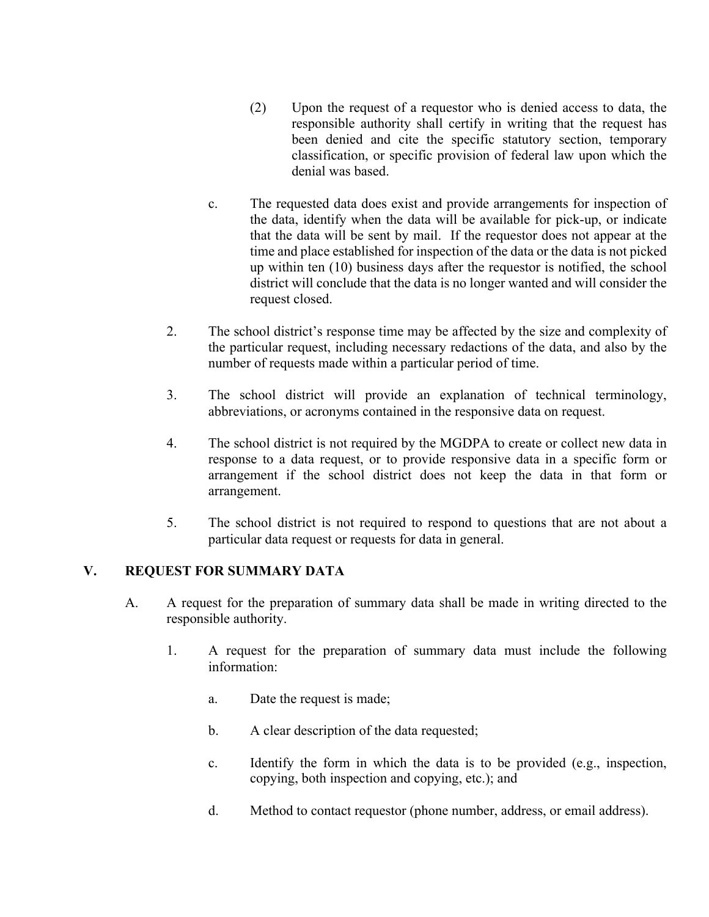(2) Upon the request of a requestor who is denied access to data, the responsible authority shall certify in writing that the request has been denied and cite the specific statutory section, temporary classification, or specific provision of federal law upon which the denial was based.

c. The requested data does exist and provide arrangements for inspection of the data, identify when the data will be available for pick-up, or indicate that the data will be sent by mail. If the requestor does not appear at the time and place established for inspection of the data or the data is not picked up within ten (10) business days after the requestor is notified, the school district will conclude that the data is no longer wanted and will consider the request closed.

2. The school district's response time may be affected by the size and complexity of the particular request, including necessary redactions of the data, and also by the number of requests made within a particular period of time.

3. The school district will provide an explanation of technical terminology, abbreviations, or acronyms contained in the responsive data on request.

4. The school district is not required by the MGDPA to create or collect new data in response to a data request, or to provide responsive data in a specific form or arrangement if the school district does not keep the data in that form or arrangement.

5. The school district is not required to respond to questions that are not about a particular data request or requests for data in general.

## V. REQUEST FOR SUMMARY DATA

A. A request for the preparation of summary data shall be made in writing directed to the responsible authority.

1. A request for the preparation of summary data must include the following information:

a. Date the request is made;

b. A clear description of the data requested;

c. Identify the form in which the data is to be provided (e.g., inspection, copying, both inspection and copying, etc.); and

d. Method to contact requestor (phone number, address, or email address).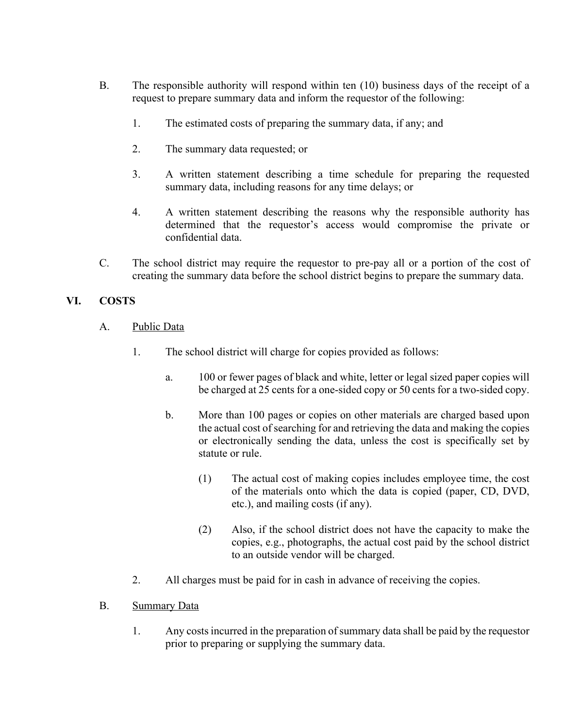B. The responsible authority will respond within ten (10) business days of the receipt of a request to prepare summary data and inform the requestor of the following:

1. The estimated costs of preparing the summary data, if any; and

2. The summary data requested; or

3. A written statement describing a time schedule for preparing the requested summary data, including reasons for any time delays; or

4. A written statement describing the reasons why the responsible authority has determined that the requestor's access would compromise the private or confidential data.

C. The school district may require the requestor to pre-pay all or a portion of the cost of creating the summary data before the school district begins to prepare the summary data.

## VI. COSTS

A. <u>Public Data</u>

1. The school district will charge for copies provided as follows:

   a. 100 or fewer pages of black and white, letter or legal sized paper copies will be charged at 25 cents for a one-sided copy or 50 cents for a two-sided copy.

   b. More than 100 pages or copies on other materials are charged based upon the actual cost of searching for and retrieving the data and making the copies or electronically sending the data, unless the cost is specifically set by statute or rule.

      (1) The actual cost of making copies includes employee time, the cost of the materials onto which the data is copied (paper, CD, DVD, etc.), and mailing costs (if any).

      (2) Also, if the school district does not have the capacity to make the copies, e.g., photographs, the actual cost paid by the school district to an outside vendor will be charged.

2. All charges must be paid for in cash in advance of receiving the copies.

B. <u>Summary Data</u>

1. Any costs incurred in the preparation of summary data shall be paid by the requestor prior to preparing or supplying the summary data.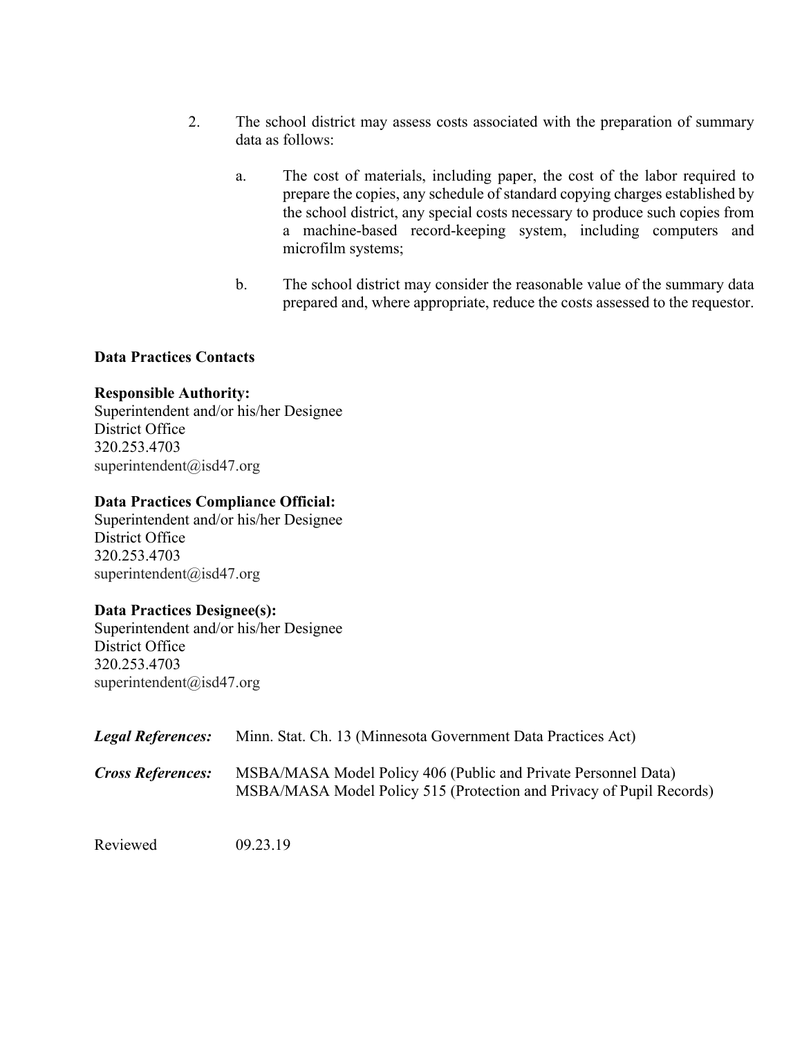2. The school district may assess costs associated with the preparation of summary data as follows:

   a. The cost of materials, including paper, the cost of the labor required to prepare the copies, any schedule of standard copying charges established by the school district, any special costs necessary to produce such copies from a machine-based record-keeping system, including computers and microfilm systems;

   b. The school district may consider the reasonable value of the summary data prepared and, where appropriate, reduce the costs assessed to the requestor.

**Data Practices Contacts**

**Responsible Authority:**
Superintendent and/or his/her Designee
District Office
320.253.4703
superintendent@isd47.org

**Data Practices Compliance Official:**
Superintendent and/or his/her Designee
District Office
320.253.4703
superintendent@isd47.org

**Data Practices Designee(s):**
Superintendent and/or his/her Designee
District Office
320.253.4703
superintendent@isd47.org

***Legal References:*** Minn. Stat. Ch. 13 (Minnesota Government Data Practices Act)

***Cross References:*** MSBA/MASA Model Policy 406 (Public and Private Personnel Data)
MSBA/MASA Model Policy 515 (Protection and Privacy of Pupil Records)

Reviewed 09.23.19